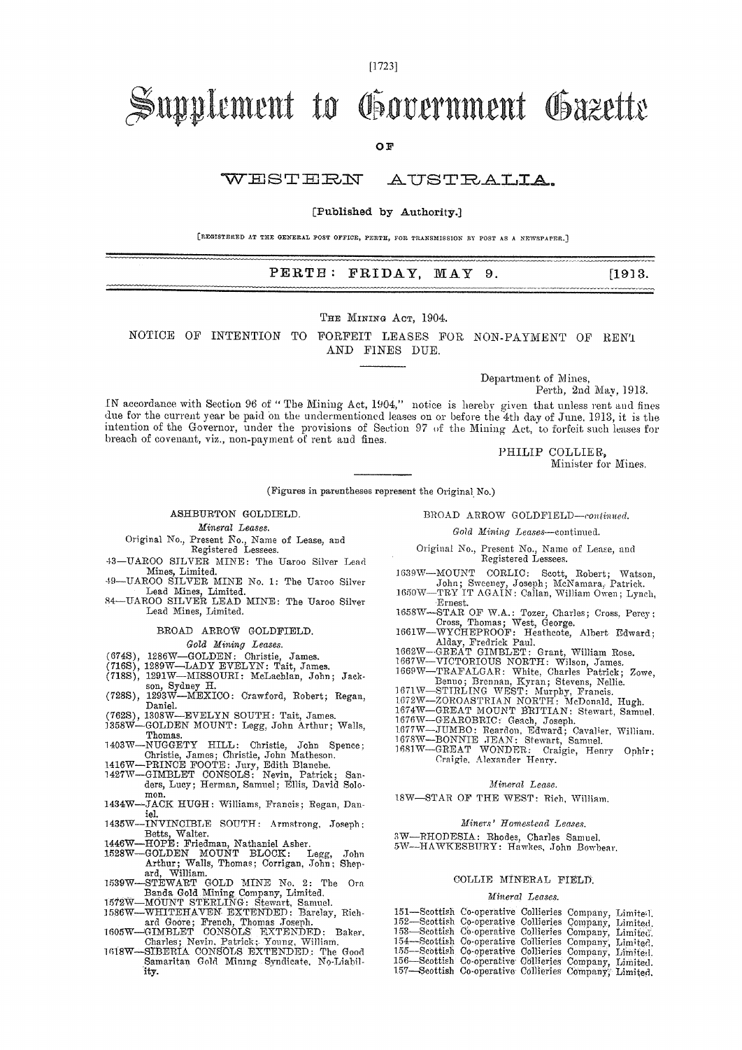# Supplement to Government Gazette

OF

## WESTERN AUSTRALIA.

[Published by Authority.]

[REGISTERED AT THE GENERAL POST OFFICE, PERTH, FOR TRANSMISSION BY POST AS A NEWSPAPER.]

**PERTH: FRIDAY, MAY 9. [1913.**

THE MINING ACT, 1904.

NOTICE OF INTENTION TO FORFEIT LEASES FOR NON-PAYMENT OF RENT AND FINES DUE.

Department of Mines,
Perth, 2nd May, 1913.

IN accordance with Section 96 of "The Mining Act, 1904," notice is hereby given that unless rent and fines due for the current year be paid on the undermentioned leases on or before the 4th day of June, 1913, it is the intention of the Governor, under the provisions of Section 97 of the Mining Act, to forfeit such leases for breach of covenant, viz., non-payment of rent and fines.

PHILIP COLLIER,
Minister for Mines.

(Figures in parentheses represent the Original No.)

### ASHBURTON GOLDFIELD.

*Mineral Leases.*

Original No., Present No., Name of Lease, and Registered Lessees.

43—UAROO SILVER MINE: The Uaroo Silver Lead Mines, Limited.
49—UAROO SILVER MINE No. 1: The Uaroo Silver Lead Mines, Limited.
84—UAROO SILVER LEAD MINE: The Uaroo Silver Lead Mines, Limited.

### BROAD ARROW GOLDFIELD.

*Gold Mining Leases.*

(674S), 1286W—GOLDEN: Christie, James.
(716S), 1289W—LADY EVELYN: Tait, James.
(718S), 1291W—MISSOURI: McLachlan, John; Jackson, Sydney H.
(728S), 1293W—MEXICO: Crawford, Robert; Regan, Daniel.
(762S), 1308W—EVELYN SOUTH: Tait, James.
1358W—GOLDEN MOUNT: Legg, John Arthur; Walls, Thomas.
1403W—NUGGETY HILL: Christie, John Spence; Christie, James; Christie, John Matheson.
1416W—PRINCE FOOTE: Jury, Edith Blanche.
1427W—GIMBLET CONSOLS: Nevin, Patrick; Sanders, Lucy; Herman, Samuel; Ellis, David Solomon.
1434W—JACK HUGH: Williams, Francis; Regan, Daniel.
1435W—INVINCIBLE SOUTH: Armstrong, Joseph; Betts, Walter.
1446W—HOPE: Friedman, Nathaniel Asher.
1528W—GOLDEN MOUNT BLOCK: Legg, John Arthur; Walls, Thomas; Corrigan, John; Shepard, William.
1539W—STEWART GOLD MINE No. 2: The Ora Banda Gold Mining Company, Limited.
1572W—MOUNT STERLING: Stewart, Samuel.
1586W—WHITEHAVEN EXTENDED: Barclay, Richard Goore; French, Thomas Joseph.
1605W—GIMBLET CONSOLS EXTENDED: Baker, Charles; Nevin, Patrick; Young, William.
1618W—SIBERIA CONSOLS EXTENDED: The Good Samaritan Gold Mining Syndicate, No-Liability.

### BROAD ARROW GOLDFIELD—*continued.*

*Gold Mining Leases—continued.*

Original No., Present No., Name of Lease, and Registered Lessees.

1639W—MOUNT CORLIC: Scott, Robert; Watson, John; Sweeney, Joseph; McNamara, Patrick.
1650W—TRY IT AGAIN: Callan, William Owen; Lynch, Ernest.
1658W—STAR OF W.A.: Tozer, Charles; Cross, Percy; Cross, Thomas; West, George.
1661W—WYCHEPROOF: Heathcote, Albert Edward; Alday, Fredrick Paul.
1662W—GREAT GIMBLET: Grant, William Rose.
1667W—VICTORIOUS NORTH: Wilson, James.
1669W—TRAFALGAR: White, Charles Patrick; Zowe, Benno; Brennan, Kyran; Stevens, Nellie.
1671W—STIRLING WEST: Murphy, Francis.
1672W—ZOROASTRIAN NORTH: McDonald, Hugh.
1674W—GREAT MOUNT BRITIAN: Stewart, Samuel.
1676W—GEAROBRIC: Geach, Joseph.
1677W—JUMBO: Reardon, Edward; Cavalier, William.
1678W—BONNIE JEAN: Stewart, Samuel.
1681W—GREAT WONDER: Craigie, Henry Ophir; Craigie, Alexander Henry.

*Mineral Lease.*

18W—STAR OF THE WEST: Rich, William.

*Miners' Homestead Leases.*

3W—RHODESIA: Rhodes, Charles Samuel.
5W—HAWKESBURY: Hawkes, John Bowbear.

### COLLIE MINERAL FIELD.

*Mineral Leases.*

151—Scottish Co-operative Collieries Company, Limited.
152—Scottish Co-operative Collieries Company, Limited.
153—Scottish Co-operative Collieries Company, Limited.
154—Scottish Co-operative Collieries Company, Limited.
155—Scottish Co-operative Collieries Company, Limited.
156—Scottish Co-operative Collieries Company, Limited.
157—Scottish Co-operative Collieries Company, Limited.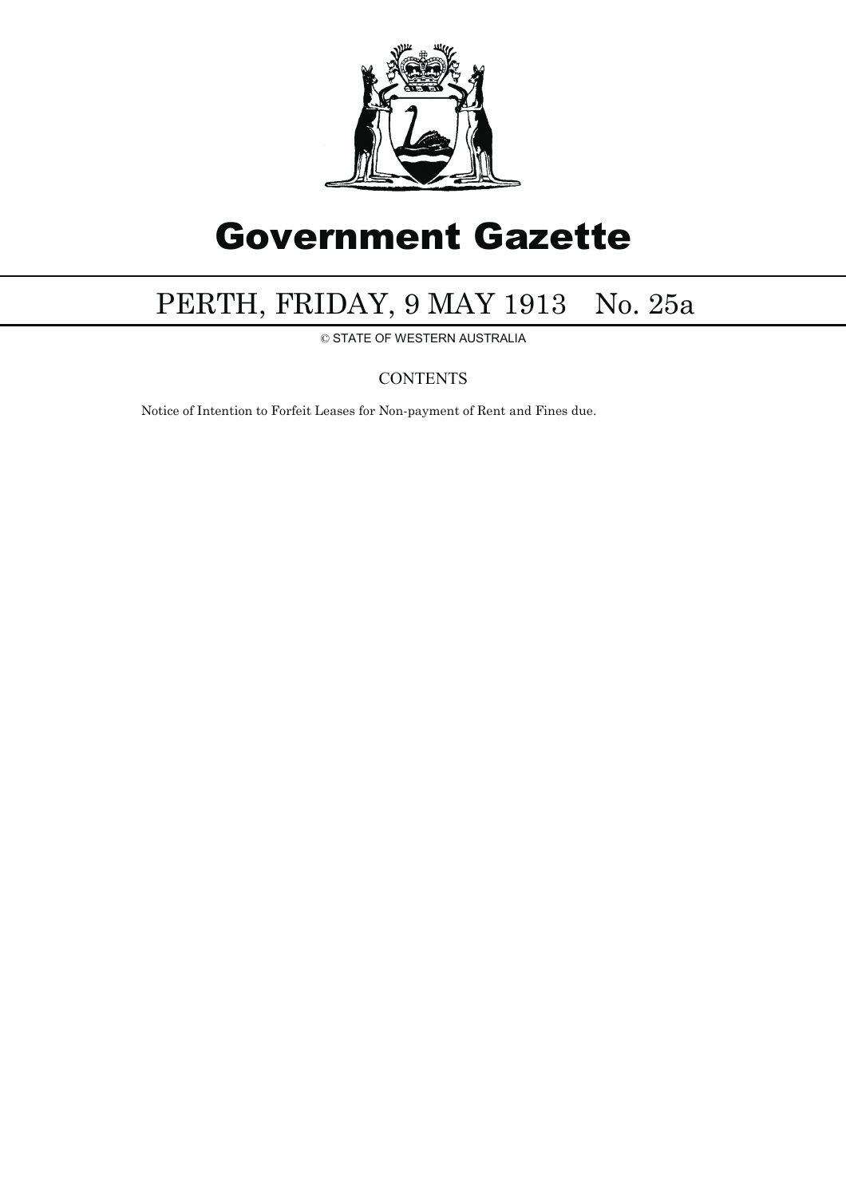# Government Gazette

## PERTH, FRIDAY, 9 MAY 1913 No. 25a

© STATE OF WESTERN AUSTRALIA

CONTENTS

Notice of Intention to Forfeit Leases for Non-payment of Rent and Fines due.